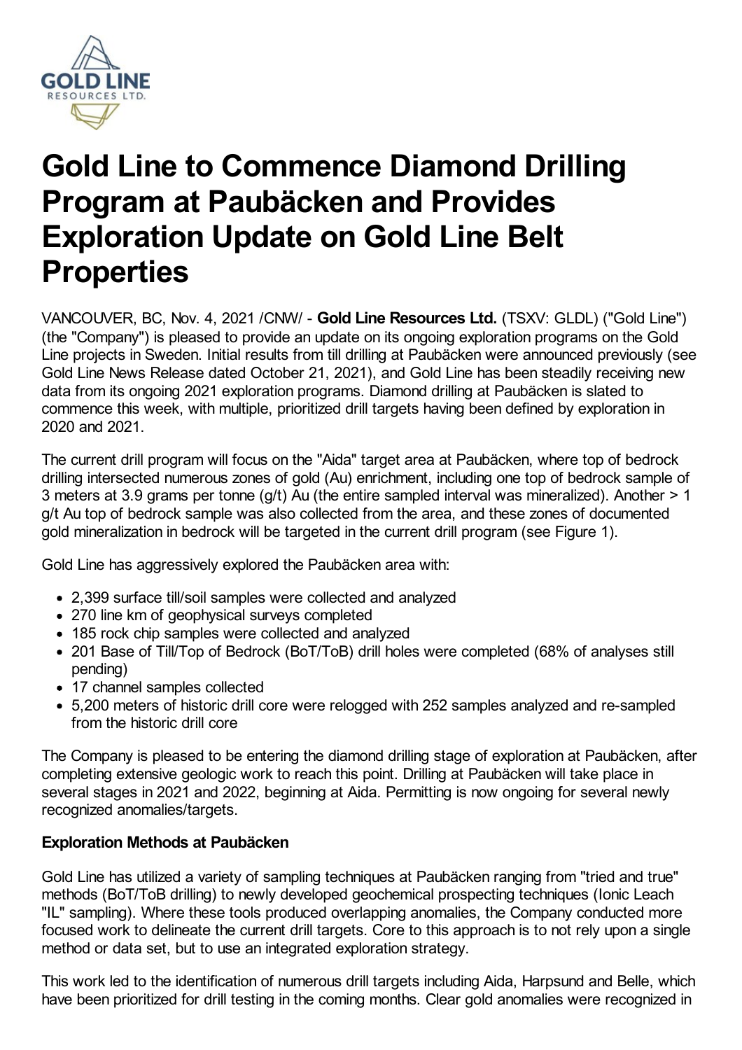# Gold Line to Commence Diamond Drilling Program at Paubäcken and Provides Exploration Update on Gold Line Belt Properties

VANCOUVER, BC, Nov. 4, 2021 /CNW/ - **Gold Line Resources Ltd.** (TSXV: GLDL) ("Gold Line") (the "Company") is pleased to provide an update on its ongoing exploration programs on the Gold Line projects in Sweden. Initial results from till drilling at Paubäcken were announced previously (see Gold Line News Release dated October 21, 2021), and Gold Line has been steadily receiving new data from its ongoing 2021 exploration programs. Diamond drilling at Paubäcken is slated to commence this week, with multiple, prioritized drill targets having been defined by exploration in 2020 and 2021.

The current drill program will focus on the "Aida" target area at Paubäcken, where top of bedrock drilling intersected numerous zones of gold (Au) enrichment, including one top of bedrock sample of 3 meters at 3.9 grams per tonne (g/t) Au (the entire sampled interval was mineralized). Another > 1 g/t Au top of bedrock sample was also collected from the area, and these zones of documented gold mineralization in bedrock will be targeted in the current drill program (see Figure 1).

Gold Line has aggressively explored the Paubäcken area with:

- 2,399 surface till/soil samples were collected and analyzed
- 270 line km of geophysical surveys completed
- 185 rock chip samples were collected and analyzed
- 201 Base of Till/Top of Bedrock (BoT/ToB) drill holes were completed (68% of analyses still pending)
- 17 channel samples collected
- 5,200 meters of historic drill core were relogged with 252 samples analyzed and re-sampled from the historic drill core

The Company is pleased to be entering the diamond drilling stage of exploration at Paubäcken, after completing extensive geologic work to reach this point. Drilling at Paubäcken will take place in several stages in 2021 and 2022, beginning at Aida. Permitting is now ongoing for several newly recognized anomalies/targets.

**Exploration Methods at Paubäcken**

Gold Line has utilized a variety of sampling techniques at Paubäcken ranging from "tried and true" methods (BoT/ToB drilling) to newly developed geochemical prospecting techniques (Ionic Leach "IL" sampling). Where these tools produced overlapping anomalies, the Company conducted more focused work to delineate the current drill targets. Core to this approach is to not rely upon a single method or data set, but to use an integrated exploration strategy.

This work led to the identification of numerous drill targets including Aida, Harpsund and Belle, which have been prioritized for drill testing in the coming months. Clear gold anomalies were recognized in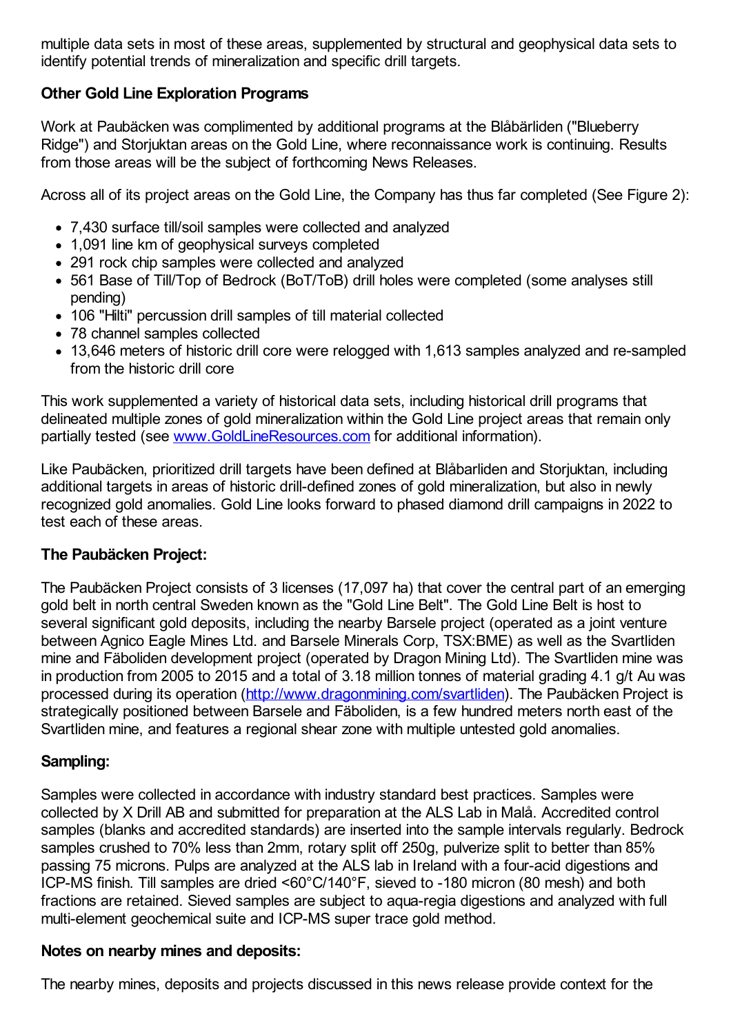multiple data sets in most of these areas, supplemented by structural and geophysical data sets to identify potential trends of mineralization and specific drill targets.

**Other Gold Line Exploration Programs**

Work at Paubäcken was complimented by additional programs at the Blåbärliden ("Blueberry Ridge") and Storjuktan areas on the Gold Line, where reconnaissance work is continuing. Results from those areas will be the subject of forthcoming News Releases.

Across all of its project areas on the Gold Line, the Company has thus far completed (See Figure 2):

- 7,430 surface till/soil samples were collected and analyzed
- 1,091 line km of geophysical surveys completed
- 291 rock chip samples were collected and analyzed
- 561 Base of Till/Top of Bedrock (BoT/ToB) drill holes were completed (some analyses still pending)
- 106 "Hilti" percussion drill samples of till material collected
- 78 channel samples collected
- 13,646 meters of historic drill core were relogged with 1,613 samples analyzed and re-sampled from the historic drill core

This work supplemented a variety of historical data sets, including historical drill programs that delineated multiple zones of gold mineralization within the Gold Line project areas that remain only partially tested (see [www.GoldLineResources.com](www.GoldLineResources.com) for additional information).

Like Paubäcken, prioritized drill targets have been defined at Blåbarliden and Storjuktan, including additional targets in areas of historic drill-defined zones of gold mineralization, but also in newly recognized gold anomalies. Gold Line looks forward to phased diamond drill campaigns in 2022 to test each of these areas.

**The Paubäcken Project:**

The Paubäcken Project consists of 3 licenses (17,097 ha) that cover the central part of an emerging gold belt in north central Sweden known as the "Gold Line Belt". The Gold Line Belt is host to several significant gold deposits, including the nearby Barsele project (operated as a joint venture between Agnico Eagle Mines Ltd. and Barsele Minerals Corp, TSX:BME) as well as the Svartliden mine and Fäboliden development project (operated by Dragon Mining Ltd). The Svartliden mine was in production from 2005 to 2015 and a total of 3.18 million tonnes of material grading 4.1 g/t Au was processed during its operation ([http://www.dragonmining.com/svartliden](http://www.dragonmining.com/svartliden)). The Paubäcken Project is strategically positioned between Barsele and Fäboliden, is a few hundred meters north east of the Svartliden mine, and features a regional shear zone with multiple untested gold anomalies.

**Sampling:**

Samples were collected in accordance with industry standard best practices. Samples were collected by X Drill AB and submitted for preparation at the ALS Lab in Malå. Accredited control samples (blanks and accredited standards) are inserted into the sample intervals regularly. Bedrock samples crushed to 70% less than 2mm, rotary split off 250g, pulverize split to better than 85% passing 75 microns. Pulps are analyzed at the ALS lab in Ireland with a four-acid digestions and ICP-MS finish. Till samples are dried <60°C/140°F, sieved to -180 micron (80 mesh) and both fractions are retained. Sieved samples are subject to aqua-regia digestions and analyzed with full multi-element geochemical suite and ICP-MS super trace gold method.

**Notes on nearby mines and deposits:**

The nearby mines, deposits and projects discussed in this news release provide context for the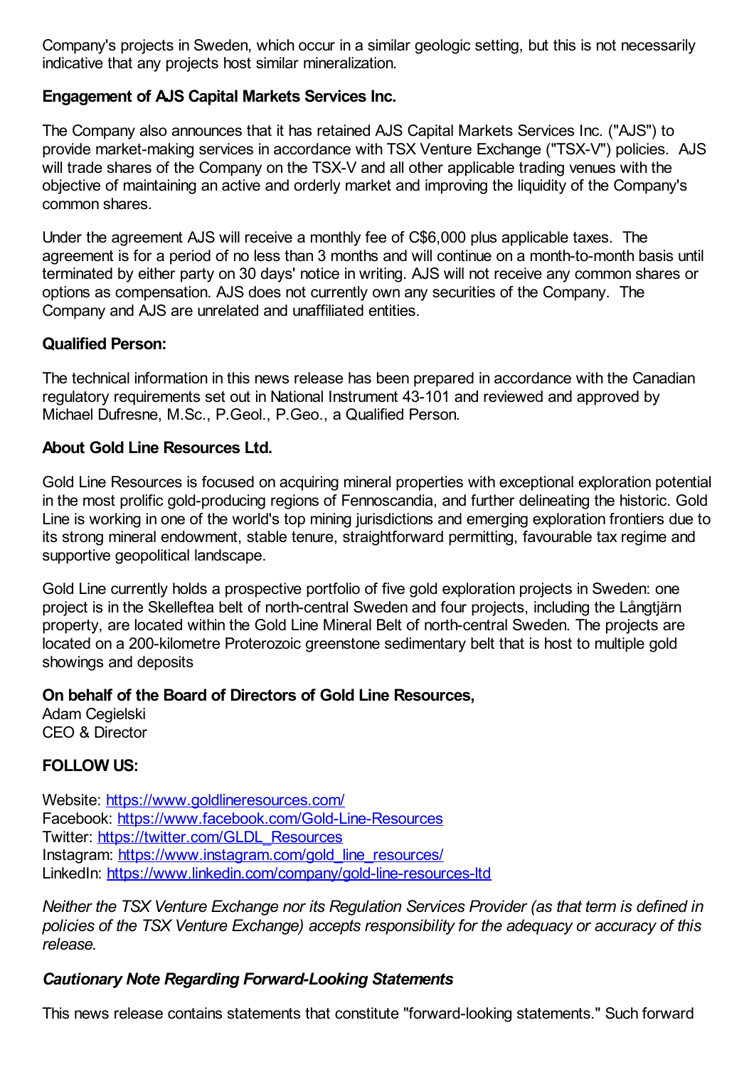Company's projects in Sweden, which occur in a similar geologic setting, but this is not necessarily indicative that any projects host similar mineralization.

**Engagement of AJS Capital Markets Services Inc.**

The Company also announces that it has retained AJS Capital Markets Services Inc. ("AJS") to provide market-making services in accordance with TSX Venture Exchange ("TSX-V") policies. AJS will trade shares of the Company on the TSX-V and all other applicable trading venues with the objective of maintaining an active and orderly market and improving the liquidity of the Company's common shares.

Under the agreement AJS will receive a monthly fee of C$6,000 plus applicable taxes. The agreement is for a period of no less than 3 months and will continue on a month-to-month basis until terminated by either party on 30 days' notice in writing. AJS will not receive any common shares or options as compensation. AJS does not currently own any securities of the Company. The Company and AJS are unrelated and unaffiliated entities.

**Qualified Person:**

The technical information in this news release has been prepared in accordance with the Canadian regulatory requirements set out in National Instrument 43-101 and reviewed and approved by Michael Dufresne, M.Sc., P.Geol., P.Geo., a Qualified Person.

**About Gold Line Resources Ltd.**

Gold Line Resources is focused on acquiring mineral properties with exceptional exploration potential in the most prolific gold-producing regions of Fennoscandia, and further delineating the historic. Gold Line is working in one of the world's top mining jurisdictions and emerging exploration frontiers due to its strong mineral endowment, stable tenure, straightforward permitting, favourable tax regime and supportive geopolitical landscape.

Gold Line currently holds a prospective portfolio of five gold exploration projects in Sweden: one project is in the Skelleftea belt of north-central Sweden and four projects, including the Långtjärn property, are located within the Gold Line Mineral Belt of north-central Sweden. The projects are located on a 200-kilometre Proterozoic greenstone sedimentary belt that is host to multiple gold showings and deposits

**On behalf of the Board of Directors of Gold Line Resources,**
Adam Cegielski
CEO & Director

**FOLLOW US:**

Website: https://www.goldlineresources.com/
Facebook: https://www.facebook.com/Gold-Line-Resources
Twitter: https://twitter.com/GLDL_Resources
Instagram: https://www.instagram.com/gold_line_resources/
LinkedIn: https://www.linkedin.com/company/gold-line-resources-ltd

*Neither the TSX Venture Exchange nor its Regulation Services Provider (as that term is defined in policies of the TSX Venture Exchange) accepts responsibility for the adequacy or accuracy of this release.*

***Cautionary Note Regarding Forward-Looking Statements***

This news release contains statements that constitute "forward-looking statements." Such forward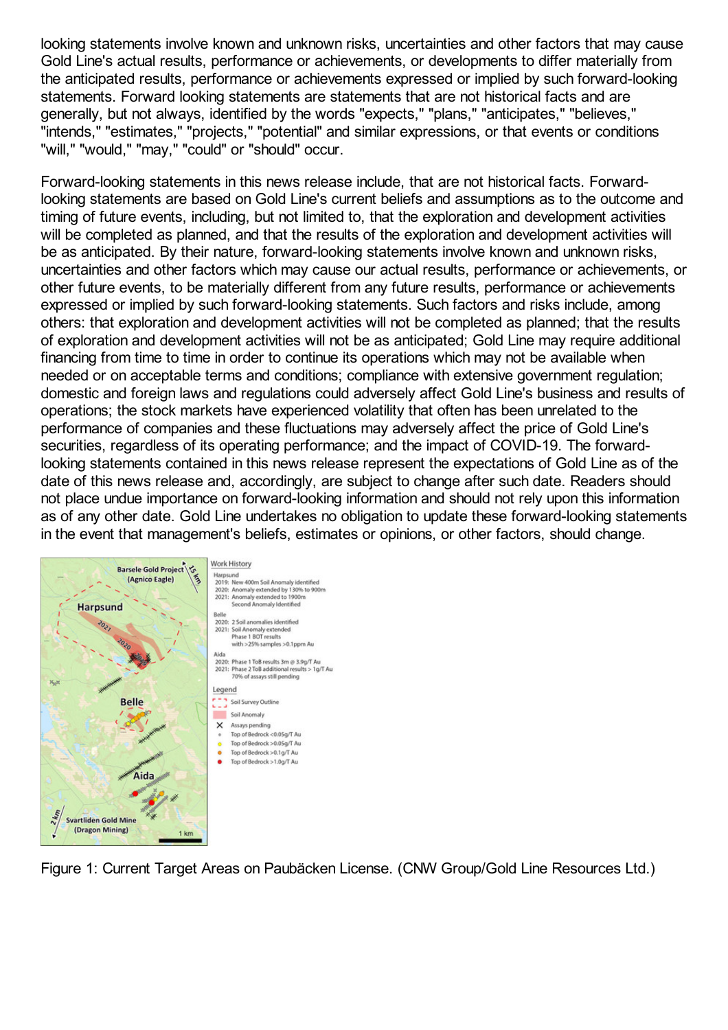looking statements involve known and unknown risks, uncertainties and other factors that may cause Gold Line's actual results, performance or achievements, or developments to differ materially from the anticipated results, performance or achievements expressed or implied by such forward-looking statements. Forward looking statements are statements that are not historical facts and are generally, but not always, identified by the words "expects," "plans," "anticipates," "believes," "intends," "estimates," "projects," "potential" and similar expressions, or that events or conditions "will," "would," "may," "could" or "should" occur.

Forward-looking statements in this news release include, that are not historical facts. Forward-looking statements are based on Gold Line's current beliefs and assumptions as to the outcome and timing of future events, including, but not limited to, that the exploration and development activities will be completed as planned, and that the results of the exploration and development activities will be as anticipated. By their nature, forward-looking statements involve known and unknown risks, uncertainties and other factors which may cause our actual results, performance or achievements, or other future events, to be materially different from any future results, performance or achievements expressed or implied by such forward-looking statements. Such factors and risks include, among others: that exploration and development activities will not be completed as planned; that the results of exploration and development activities will not be as anticipated; Gold Line may require additional financing from time to time in order to continue its operations which may not be available when needed or on acceptable terms and conditions; compliance with extensive government regulation; domestic and foreign laws and regulations could adversely affect Gold Line's business and results of operations; the stock markets have experienced volatility that often has been unrelated to the performance of companies and these fluctuations may adversely affect the price of Gold Line's securities, regardless of its operating performance; and the impact of COVID-19. The forward-looking statements contained in this news release represent the expectations of Gold Line as of the date of this news release and, accordingly, are subject to change after such date. Readers should not place undue importance on forward-looking information and should not rely upon this information as of any other date. Gold Line undertakes no obligation to update these forward-looking statements in the event that management's beliefs, estimates or opinions, or other factors, should change.

Figure 1: Current Target Areas on Paubäcken License. (CNW Group/Gold Line Resources Ltd.)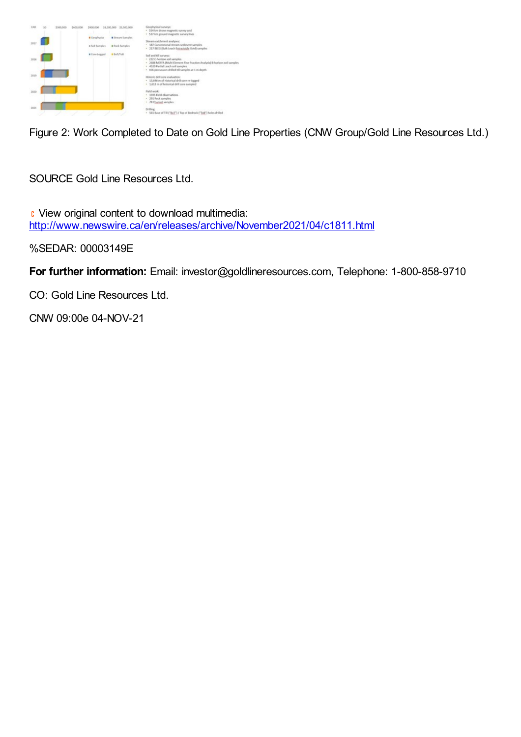CAD $0 $300,000 $600,000 $900,000 $1,200,000 $1,500,000

2017

2018

2019

2020

2021

Geophysics

Stream Samples

Soil Samples

Rock Samples

Core Logged

BoT/ToB

Geophysical surveys:
- 554 km drone magnetic survey and
- 537 km ground magnetic survey lines

Stream catchment analyses:
- 187 Conventional stream sediment samples
- 217 BLEG (Bulk Leach Extractable Gold) samples

Soil and till surveys:
- 222 C-horizon soil samples
- 2688 MEFFA (Multi-Element Fine Fraction Analysis) B-horizon soil samples
- 4520 Partial Leach soil samples
- 106 percussion-drilled till samples at 1 m depth

Historic drill core evaluation:
- 13,646 m of historical drill core re-logged
- 1,613 m of historical drill core sampled

Field work:
- 1595 Field observations
- 293 Rock samples
- 78 Channel samples

Drilling:
- 561 Base of Till ("BoT") / Top of Bedrock ("ToB") holes drilled

Figure 2: Work Completed to Date on Gold Line Properties (CNW Group/Gold Line Resources Ltd.)

SOURCE Gold Line Resources Ltd.

View original content to download multimedia: http://www.newswire.ca/en/releases/archive/November2021/04/c1811.html

%SEDAR: 00003149E

**For further information:** Email: investor@goldlineresources.com, Telephone: 1-800-858-9710

CO: Gold Line Resources Ltd.

CNW 09:00e 04-NOV-21